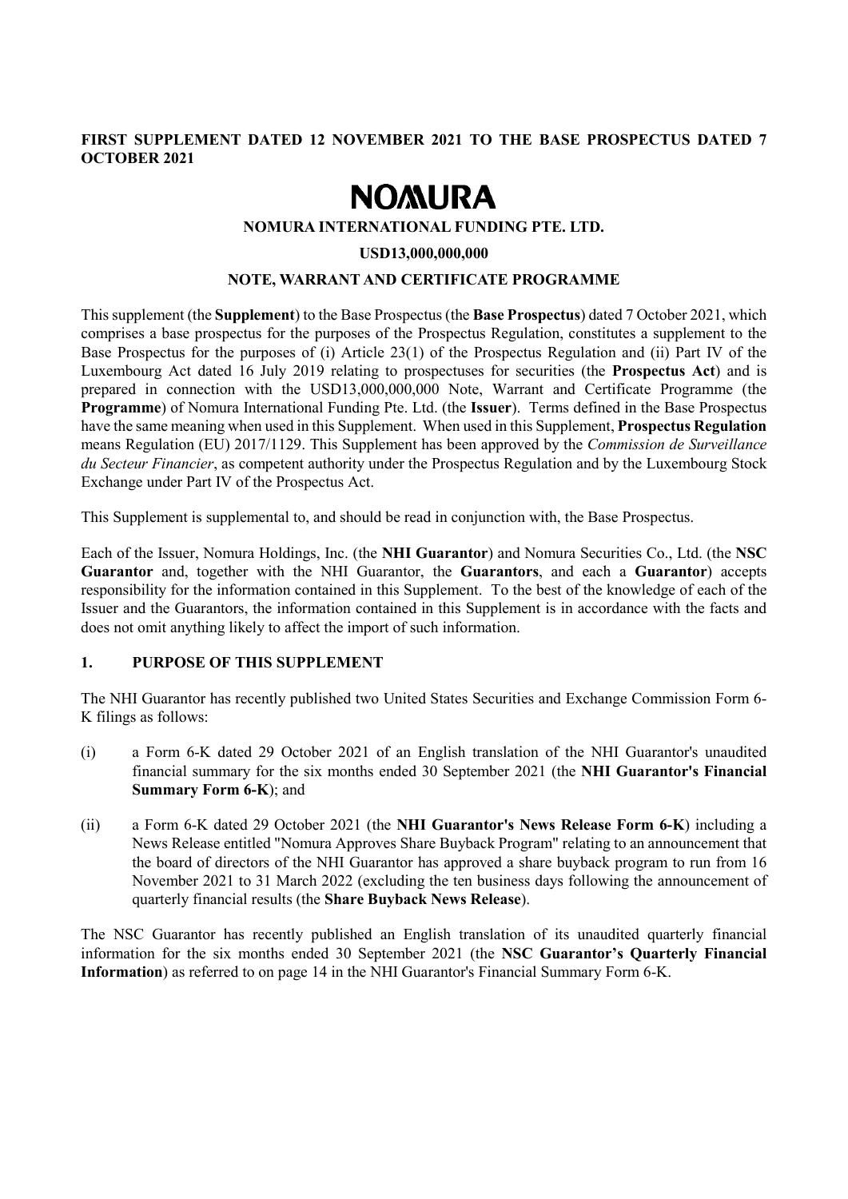**FIRST SUPPLEMENT DATED 12 NOVEMBER 2021 TO THE BASE PROSPECTUS DATED 7 OCTOBER 2021**

# NOMURA

**NOMURA INTERNATIONAL FUNDING PTE. LTD.**

**USD13,000,000,000**

**NOTE, WARRANT AND CERTIFICATE PROGRAMME**

This supplement (the **Supplement**) to the Base Prospectus (the **Base Prospectus**) dated 7 October 2021, which comprises a base prospectus for the purposes of the Prospectus Regulation, constitutes a supplement to the Base Prospectus for the purposes of (i) Article 23(1) of the Prospectus Regulation and (ii) Part IV of the Luxembourg Act dated 16 July 2019 relating to prospectuses for securities (the **Prospectus Act**) and is prepared in connection with the USD13,000,000,000 Note, Warrant and Certificate Programme (the **Programme**) of Nomura International Funding Pte. Ltd. (the **Issuer**). Terms defined in the Base Prospectus have the same meaning when used in this Supplement. When used in this Supplement, **Prospectus Regulation** means Regulation (EU) 2017/1129. This Supplement has been approved by the *Commission de Surveillance du Secteur Financier*, as competent authority under the Prospectus Regulation and by the Luxembourg Stock Exchange under Part IV of the Prospectus Act.

This Supplement is supplemental to, and should be read in conjunction with, the Base Prospectus.

Each of the Issuer, Nomura Holdings, Inc. (the **NHI Guarantor**) and Nomura Securities Co., Ltd. (the **NSC Guarantor** and, together with the NHI Guarantor, the **Guarantors**, and each a **Guarantor**) accepts responsibility for the information contained in this Supplement. To the best of the knowledge of each of the Issuer and the Guarantors, the information contained in this Supplement is in accordance with the facts and does not omit anything likely to affect the import of such information.

## 1. PURPOSE OF THIS SUPPLEMENT

The NHI Guarantor has recently published two United States Securities and Exchange Commission Form 6-K filings as follows:

(i) a Form 6-K dated 29 October 2021 of an English translation of the NHI Guarantor's unaudited financial summary for the six months ended 30 September 2021 (the **NHI Guarantor's Financial Summary Form 6-K**); and

(ii) a Form 6-K dated 29 October 2021 (the **NHI Guarantor's News Release Form 6-K**) including a News Release entitled "Nomura Approves Share Buyback Program" relating to an announcement that the board of directors of the NHI Guarantor has approved a share buyback program to run from 16 November 2021 to 31 March 2022 (excluding the ten business days following the announcement of quarterly financial results (the **Share Buyback News Release**).

The NSC Guarantor has recently published an English translation of its unaudited quarterly financial information for the six months ended 30 September 2021 (the **NSC Guarantor's Quarterly Financial Information**) as referred to on page 14 in the NHI Guarantor's Financial Summary Form 6-K.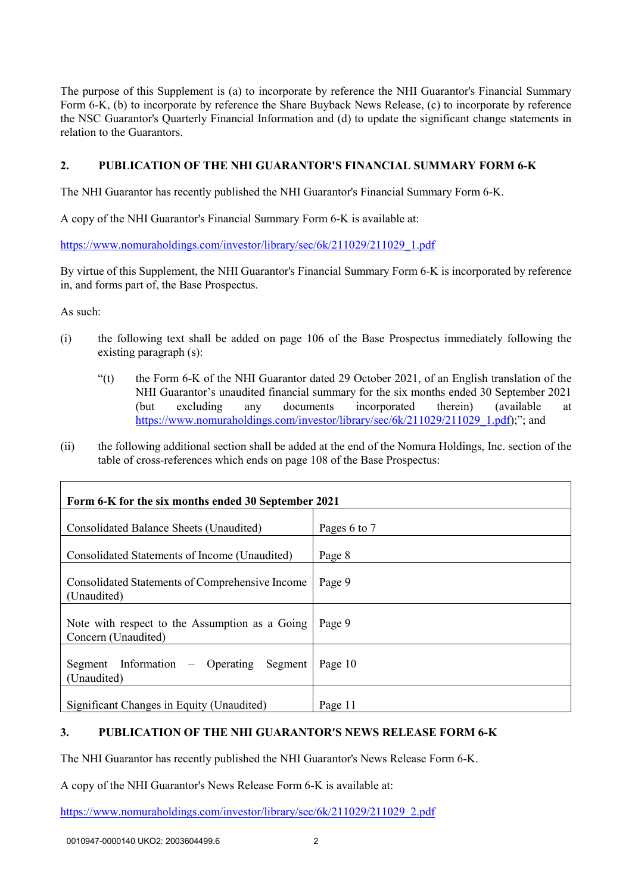The purpose of this Supplement is (a) to incorporate by reference the NHI Guarantor's Financial Summary Form 6-K, (b) to incorporate by reference the Share Buyback News Release, (c) to incorporate by reference the NSC Guarantor's Quarterly Financial Information and (d) to update the significant change statements in relation to the Guarantors.

## 2. PUBLICATION OF THE NHI GUARANTOR'S FINANCIAL SUMMARY FORM 6-K

The NHI Guarantor has recently published the NHI Guarantor's Financial Summary Form 6-K.

A copy of the NHI Guarantor's Financial Summary Form 6-K is available at:

https://www.nomuraholdings.com/investor/library/sec/6k/211029/211029_1.pdf

By virtue of this Supplement, the NHI Guarantor's Financial Summary Form 6-K is incorporated by reference in, and forms part of, the Base Prospectus.

As such:

(i) the following text shall be added on page 106 of the Base Prospectus immediately following the existing paragraph (s):

> "(t) the Form 6-K of the NHI Guarantor dated 29 October 2021, of an English translation of the NHI Guarantor's unaudited financial summary for the six months ended 30 September 2021 (but excluding any documents incorporated therein) (available at https://www.nomuraholdings.com/investor/library/sec/6k/211029/211029_1.pdf);"; and

(ii) the following additional section shall be added at the end of the Nomura Holdings, Inc. section of the table of cross-references which ends on page 108 of the Base Prospectus:

| **Form 6-K for the six months ended 30 September 2021** | |
|---|---|
| Consolidated Balance Sheets (Unaudited) | Pages 6 to 7 |
| Consolidated Statements of Income (Unaudited) | Page 8 |
| Consolidated Statements of Comprehensive Income (Unaudited) | Page 9 |
| Note with respect to the Assumption as a Going Concern (Unaudited) | Page 9 |
| Segment Information – Operating Segment (Unaudited) | Page 10 |
| Significant Changes in Equity (Unaudited) | Page 11 |

## 3. PUBLICATION OF THE NHI GUARANTOR'S NEWS RELEASE FORM 6-K

The NHI Guarantor has recently published the NHI Guarantor's News Release Form 6-K.

A copy of the NHI Guarantor's News Release Form 6-K is available at:

https://www.nomuraholdings.com/investor/library/sec/6k/211029/211029_2.pdf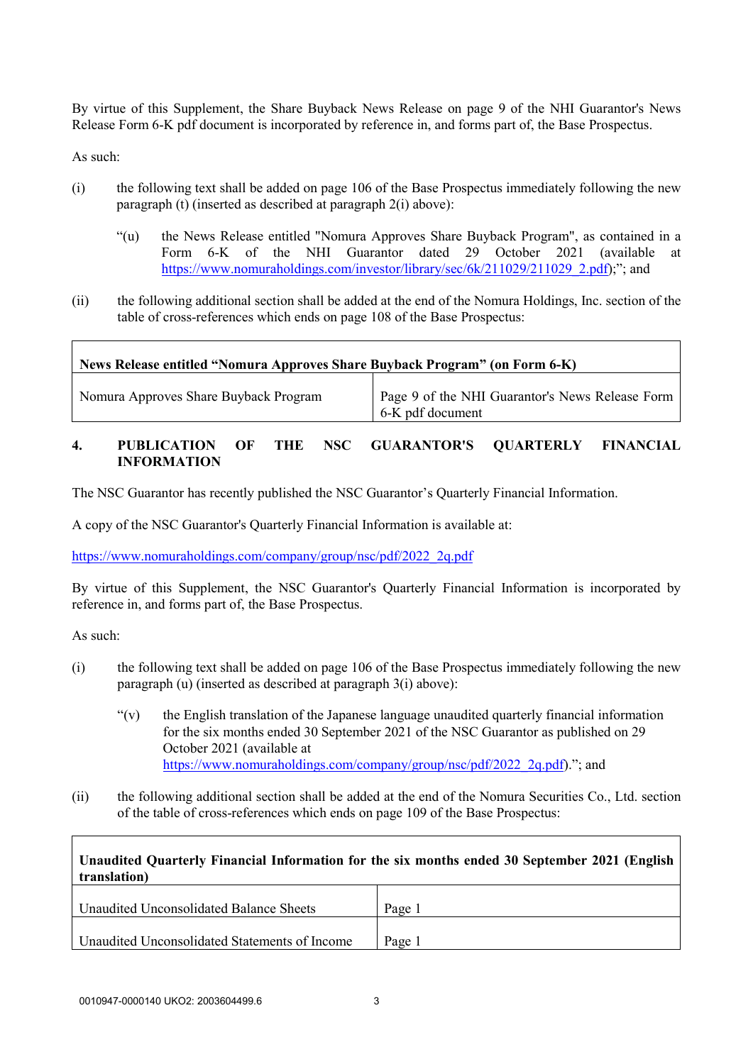By virtue of this Supplement, the Share Buyback News Release on page 9 of the NHI Guarantor's News Release Form 6-K pdf document is incorporated by reference in, and forms part of, the Base Prospectus.

As such:

(i) the following text shall be added on page 106 of the Base Prospectus immediately following the new paragraph (t) (inserted as described at paragraph 2(i) above):

> "(u) the News Release entitled "Nomura Approves Share Buyback Program", as contained in a Form 6-K of the NHI Guarantor dated 29 October 2021 (available at https://www.nomuraholdings.com/investor/library/sec/6k/211029/211029_2.pdf);"; and

(ii) the following additional section shall be added at the end of the Nomura Holdings, Inc. section of the table of cross-references which ends on page 108 of the Base Prospectus:

| **News Release entitled "Nomura Approves Share Buyback Program" (on Form 6-K)** | |
|---|---|
| Nomura Approves Share Buyback Program | Page 9 of the NHI Guarantor's News Release Form 6-K pdf document |

## 4. PUBLICATION OF THE NSC GUARANTOR'S QUARTERLY FINANCIAL INFORMATION

The NSC Guarantor has recently published the NSC Guarantor's Quarterly Financial Information.

A copy of the NSC Guarantor's Quarterly Financial Information is available at:

https://www.nomuraholdings.com/company/group/nsc/pdf/2022_2q.pdf

By virtue of this Supplement, the NSC Guarantor's Quarterly Financial Information is incorporated by reference in, and forms part of, the Base Prospectus.

As such:

(i) the following text shall be added on page 106 of the Base Prospectus immediately following the new paragraph (u) (inserted as described at paragraph 3(i) above):

> "(v) the English translation of the Japanese language unaudited quarterly financial information for the six months ended 30 September 2021 of the NSC Guarantor as published on 29 October 2021 (available at https://www.nomuraholdings.com/company/group/nsc/pdf/2022_2q.pdf)."; and

(ii) the following additional section shall be added at the end of the Nomura Securities Co., Ltd. section of the table of cross-references which ends on page 109 of the Base Prospectus:

| **Unaudited Quarterly Financial Information for the six months ended 30 September 2021 (English translation)** | |
|---|---|
| Unaudited Unconsolidated Balance Sheets | Page 1 |
| Unaudited Unconsolidated Statements of Income | Page 1 |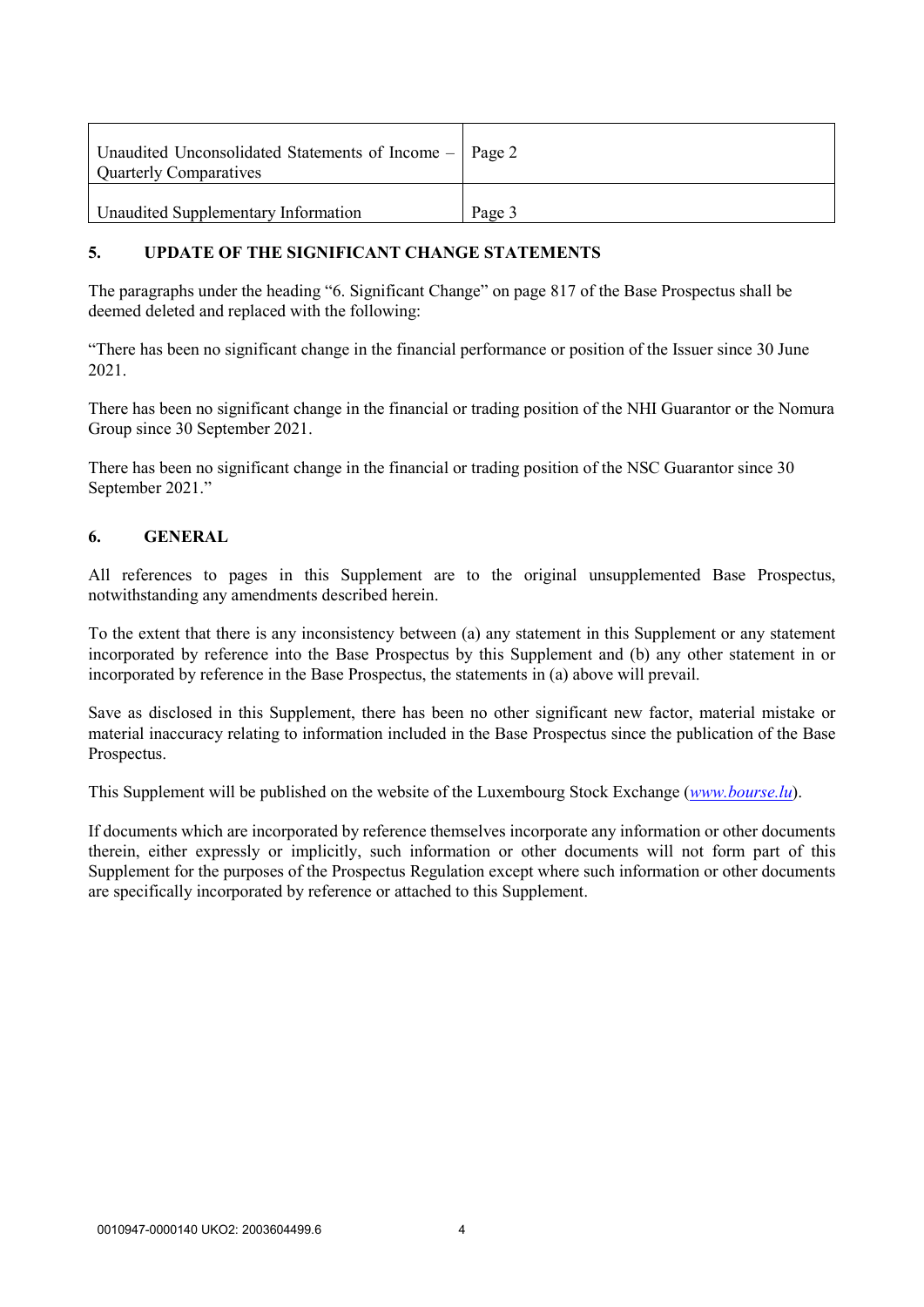| | |
|---|---|
| Unaudited Unconsolidated Statements of Income – Quarterly Comparatives | Page 2 |
| Unaudited Supplementary Information | Page 3 |

## 5. UPDATE OF THE SIGNIFICANT CHANGE STATEMENTS

The paragraphs under the heading "6. Significant Change" on page 817 of the Base Prospectus shall be deemed deleted and replaced with the following:

"There has been no significant change in the financial performance or position of the Issuer since 30 June 2021.

There has been no significant change in the financial or trading position of the NHI Guarantor or the Nomura Group since 30 September 2021.

There has been no significant change in the financial or trading position of the NSC Guarantor since 30 September 2021."

## 6. GENERAL

All references to pages in this Supplement are to the original unsupplemented Base Prospectus, notwithstanding any amendments described herein.

To the extent that there is any inconsistency between (a) any statement in this Supplement or any statement incorporated by reference into the Base Prospectus by this Supplement and (b) any other statement in or incorporated by reference in the Base Prospectus, the statements in (a) above will prevail.

Save as disclosed in this Supplement, there has been no other significant new factor, material mistake or material inaccuracy relating to information included in the Base Prospectus since the publication of the Base Prospectus.

This Supplement will be published on the website of the Luxembourg Stock Exchange (*www.bourse.lu*).

If documents which are incorporated by reference themselves incorporate any information or other documents therein, either expressly or implicitly, such information or other documents will not form part of this Supplement for the purposes of the Prospectus Regulation except where such information or other documents are specifically incorporated by reference or attached to this Supplement.

0010947-0000140 UKO2: 2003604499.6